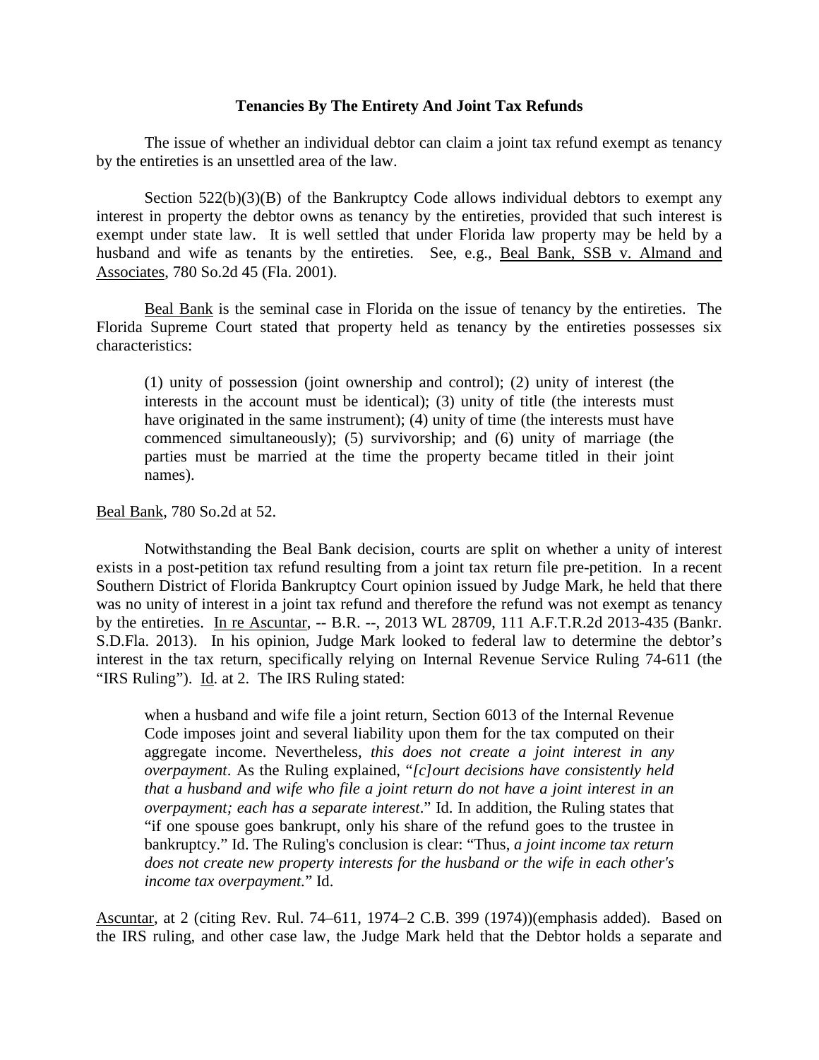**Tenancies By The Entirety And Joint Tax Refunds**

The issue of whether an individual debtor can claim a joint tax refund exempt as tenancy by the entireties is an unsettled area of the law.

Section 522(b)(3)(B) of the Bankruptcy Code allows individual debtors to exempt any interest in property the debtor owns as tenancy by the entireties, provided that such interest is exempt under state law. It is well settled that under Florida law property may be held by a husband and wife as tenants by the entireties. See, e.g., Beal Bank, SSB v. Almand and Associates, 780 So.2d 45 (Fla. 2001).

Beal Bank is the seminal case in Florida on the issue of tenancy by the entireties. The Florida Supreme Court stated that property held as tenancy by the entireties possesses six characteristics:

> (1) unity of possession (joint ownership and control); (2) unity of interest (the interests in the account must be identical); (3) unity of title (the interests must have originated in the same instrument); (4) unity of time (the interests must have commenced simultaneously); (5) survivorship; and (6) unity of marriage (the parties must be married at the time the property became titled in their joint names).

Beal Bank, 780 So.2d at 52.

Notwithstanding the Beal Bank decision, courts are split on whether a unity of interest exists in a post-petition tax refund resulting from a joint tax return file pre-petition. In a recent Southern District of Florida Bankruptcy Court opinion issued by Judge Mark, he held that there was no unity of interest in a joint tax refund and therefore the refund was not exempt as tenancy by the entireties. In re Ascuntar, -- B.R. --, 2013 WL 28709, 111 A.F.T.R.2d 2013-435 (Bankr. S.D.Fla. 2013). In his opinion, Judge Mark looked to federal law to determine the debtor's interest in the tax return, specifically relying on Internal Revenue Service Ruling 74-611 (the "IRS Ruling"). Id. at 2. The IRS Ruling stated:

> when a husband and wife file a joint return, Section 6013 of the Internal Revenue Code imposes joint and several liability upon them for the tax computed on their aggregate income. Nevertheless, *this does not create a joint interest in any overpayment*. As the Ruling explained, "*[c]ourt decisions have consistently held that a husband and wife who file a joint return do not have a joint interest in an overpayment; each has a separate interest*." Id. In addition, the Ruling states that "if one spouse goes bankrupt, only his share of the refund goes to the trustee in bankruptcy." Id. The Ruling's conclusion is clear: "Thus, *a joint income tax return does not create new property interests for the husband or the wife in each other's income tax overpayment.*" Id.

Ascuntar, at 2 (citing Rev. Rul. 74–611, 1974–2 C.B. 399 (1974))(emphasis added). Based on the IRS ruling, and other case law, the Judge Mark held that the Debtor holds a separate and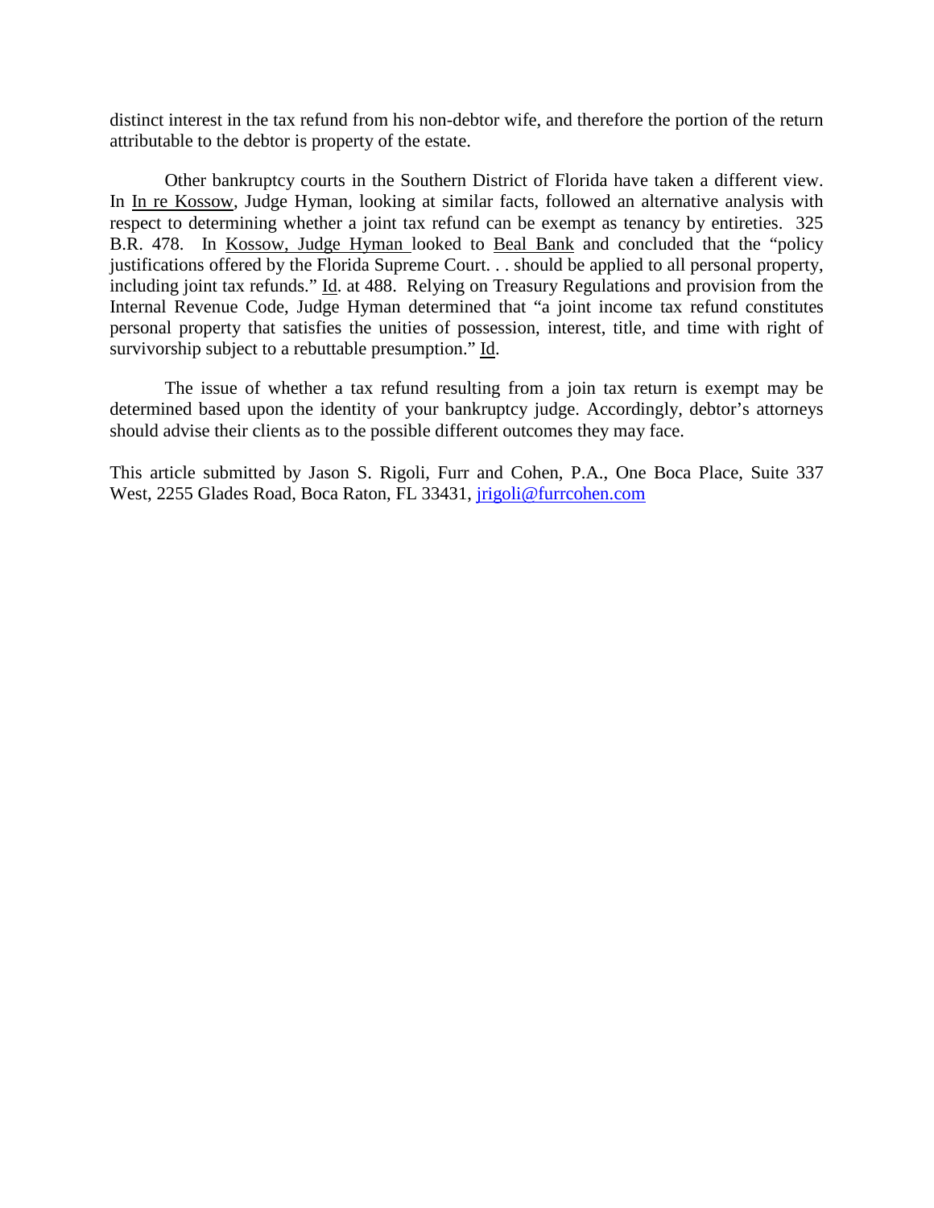distinct interest in the tax refund from his non-debtor wife, and therefore the portion of the return attributable to the debtor is property of the estate.

Other bankruptcy courts in the Southern District of Florida have taken a different view. In In re Kossow, Judge Hyman, looking at similar facts, followed an alternative analysis with respect to determining whether a joint tax refund can be exempt as tenancy by entireties. 325 B.R. 478. In Kossow, Judge Hyman looked to Beal Bank and concluded that the "policy justifications offered by the Florida Supreme Court. . . should be applied to all personal property, including joint tax refunds." Id. at 488. Relying on Treasury Regulations and provision from the Internal Revenue Code, Judge Hyman determined that "a joint income tax refund constitutes personal property that satisfies the unities of possession, interest, title, and time with right of survivorship subject to a rebuttable presumption." Id.

The issue of whether a tax refund resulting from a join tax return is exempt may be determined based upon the identity of your bankruptcy judge. Accordingly, debtor's attorneys should advise their clients as to the possible different outcomes they may face.

This article submitted by Jason S. Rigoli, Furr and Cohen, P.A., One Boca Place, Suite 337 West, 2255 Glades Road, Boca Raton, FL 33431, jrigoli@furrcohen.com